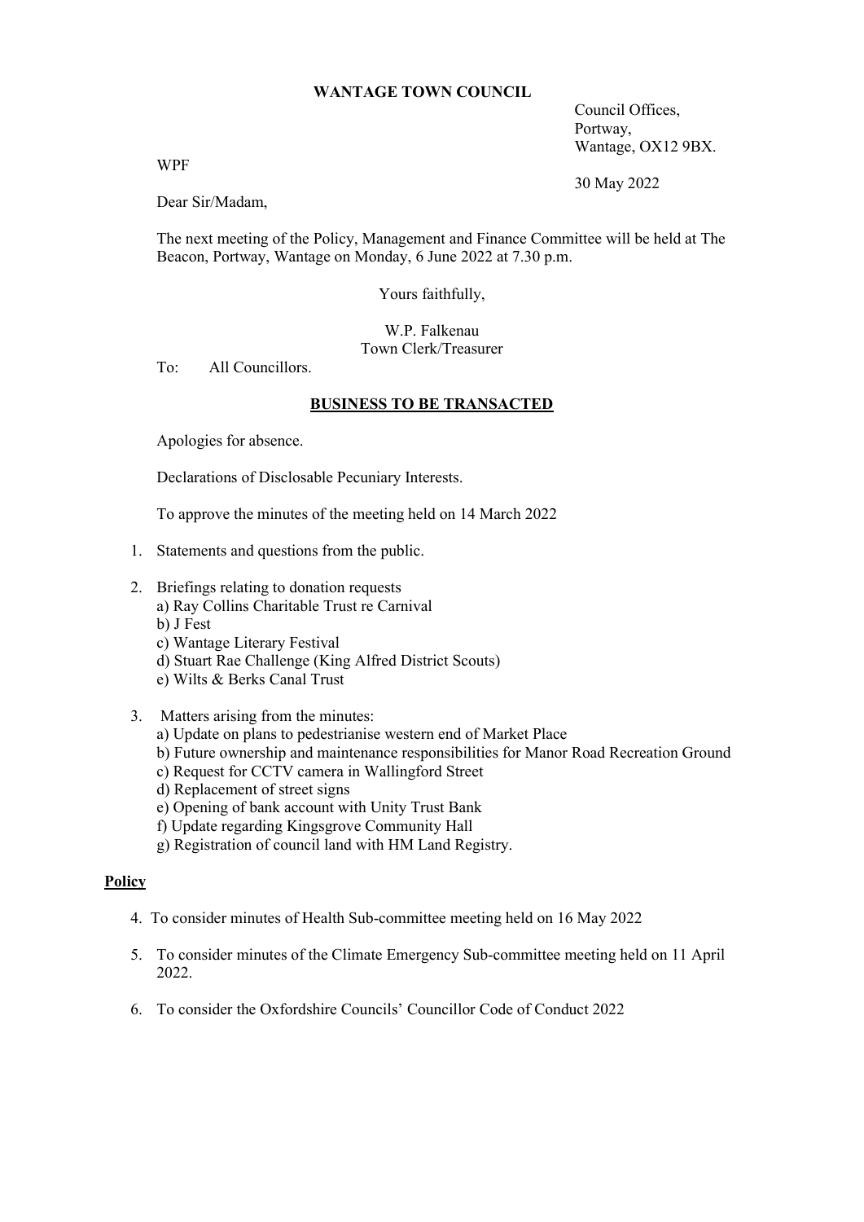# WANTAGE TOWN COUNCIL

Council Offices,
Portway,
Wantage, OX12 9BX.

WPF

30 May 2022

Dear Sir/Madam,

The next meeting of the Policy, Management and Finance Committee will be held at The Beacon, Portway, Wantage on Monday, 6 June 2022 at 7.30 p.m.

Yours faithfully,

W.P. Falkenau
Town Clerk/Treasurer

To: All Councillors.

## BUSINESS TO BE TRANSACTED

Apologies for absence.

Declarations of Disclosable Pecuniary Interests.

To approve the minutes of the meeting held on 14 March 2022

1. Statements and questions from the public.

2. Briefings relating to donation requests
   a) Ray Collins Charitable Trust re Carnival
   b) J Fest
   c) Wantage Literary Festival
   d) Stuart Rae Challenge (King Alfred District Scouts)
   e) Wilts & Berks Canal Trust

3. Matters arising from the minutes:
   a) Update on plans to pedestrianise western end of Market Place
   b) Future ownership and maintenance responsibilities for Manor Road Recreation Ground
   c) Request for CCTV camera in Wallingford Street
   d) Replacement of street signs
   e) Opening of bank account with Unity Trust Bank
   f) Update regarding Kingsgrove Community Hall
   g) Registration of council land with HM Land Registry.

### Policy

4. To consider minutes of Health Sub-committee meeting held on 16 May 2022

5. To consider minutes of the Climate Emergency Sub-committee meeting held on 11 April 2022.

6. To consider the Oxfordshire Councils' Councillor Code of Conduct 2022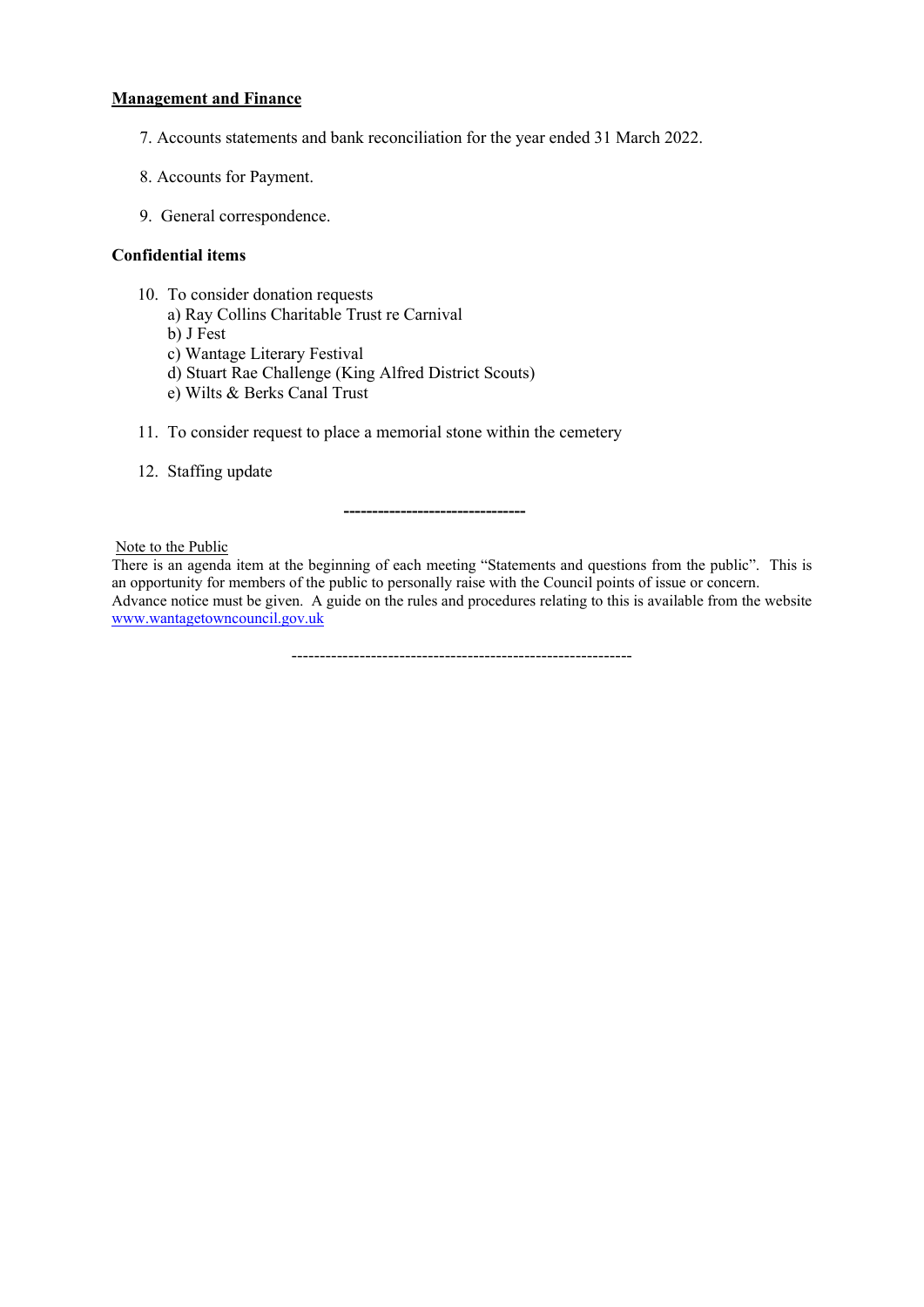**Management and Finance**

7. Accounts statements and bank reconciliation for the year ended 31 March 2022.

8. Accounts for Payment.

9. General correspondence.

**Confidential items**

10. To consider donation requests
    a) Ray Collins Charitable Trust re Carnival
    b) J Fest
    c) Wantage Literary Festival
    d) Stuart Rae Challenge (King Alfred District Scouts)
    e) Wilts & Berks Canal Trust

11. To consider request to place a memorial stone within the cemetery

12. Staffing update

-------------------------------

Note to the Public

There is an agenda item at the beginning of each meeting "Statements and questions from the public". This is an opportunity for members of the public to personally raise with the Council points of issue or concern. Advance notice must be given. A guide on the rules and procedures relating to this is available from the website www.wantagetowncouncil.gov.uk

-----------------------------------------------------------